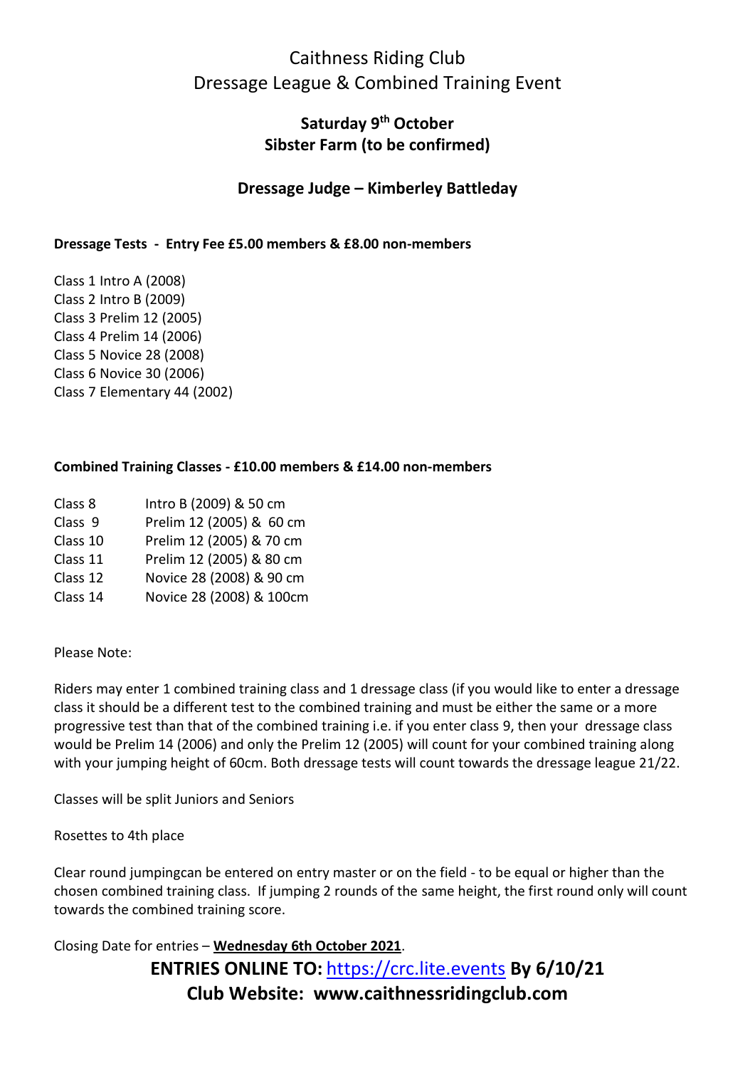# Caithness Riding Club
## Dressage League & Combined Training Event

**Saturday 9th October**
**Sibster Farm (to be confirmed)**

**Dressage Judge – Kimberley Battleday**

**Dressage Tests - Entry Fee £5.00 members & £8.00 non-members**

Class 1 Intro A (2008)
Class 2 Intro B (2009)
Class 3 Prelim 12 (2005)
Class 4 Prelim 14 (2006)
Class 5 Novice 28 (2008)
Class 6 Novice 30 (2006)
Class 7 Elementary 44 (2002)

**Combined Training Classes - £10.00 members & £14.00 non-members**

| | |
|---|---|
| Class 8 | Intro B (2009) & 50 cm |
| Class 9 | Prelim 12 (2005) & 60 cm |
| Class 10 | Prelim 12 (2005) & 70 cm |
| Class 11 | Prelim 12 (2005) & 80 cm |
| Class 12 | Novice 28 (2008) & 90 cm |
| Class 14 | Novice 28 (2008) & 100cm |

Please Note:

Riders may enter 1 combined training class and 1 dressage class (if you would like to enter a dressage class it should be a different test to the combined training and must be either the same or a more progressive test than that of the combined training i.e. if you enter class 9, then your dressage class would be Prelim 14 (2006) and only the Prelim 12 (2005) will count for your combined training along with your jumping height of 60cm. Both dressage tests will count towards the dressage league 21/22.

Classes will be split Juniors and Seniors

Rosettes to 4th place

Clear round jumpingcan be entered on entry master or on the field - to be equal or higher than the chosen combined training class. If jumping 2 rounds of the same height, the first round only will count towards the combined training score.

Closing Date for entries – **Wednesday 6th October 2021**.

**ENTRIES ONLINE TO:** [https://crc.lite.events](https://crc.lite.events) **By 6/10/21**
**Club Website: www.caithnessridingclub.com**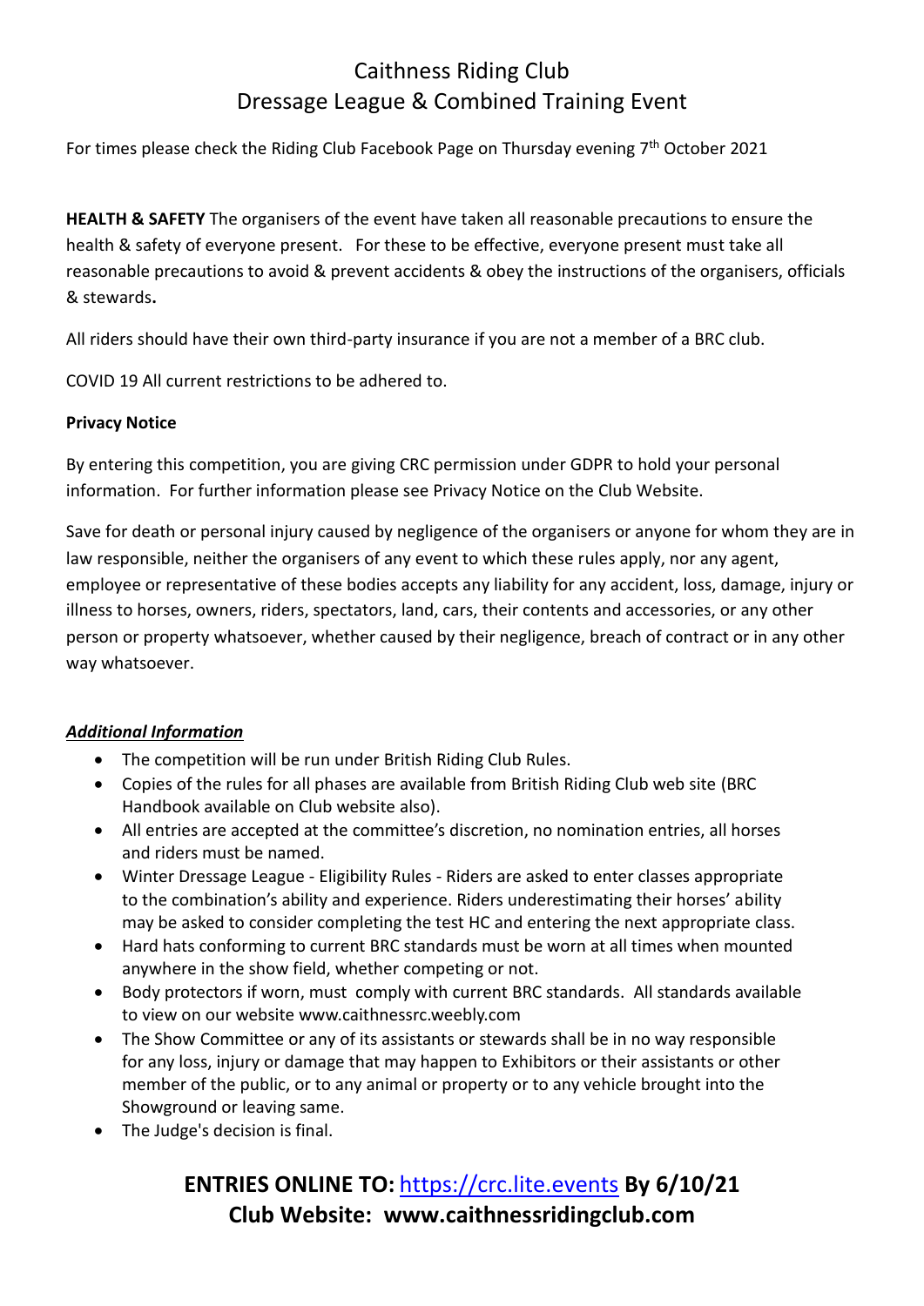# Caithness Riding Club
## Dressage League & Combined Training Event

For times please check the Riding Club Facebook Page on Thursday evening 7th October 2021

**HEALTH & SAFETY** The organisers of the event have taken all reasonable precautions to ensure the health & safety of everyone present. For these to be effective, everyone present must take all reasonable precautions to avoid & prevent accidents & obey the instructions of the organisers, officials & stewards**.**

All riders should have their own third-party insurance if you are not a member of a BRC club.

COVID 19 All current restrictions to be adhered to.

**Privacy Notice**

By entering this competition, you are giving CRC permission under GDPR to hold your personal information. For further information please see Privacy Notice on the Club Website.

Save for death or personal injury caused by negligence of the organisers or anyone for whom they are in law responsible, neither the organisers of any event to which these rules apply, nor any agent, employee or representative of these bodies accepts any liability for any accident, loss, damage, injury or illness to horses, owners, riders, spectators, land, cars, their contents and accessories, or any other person or property whatsoever, whether caused by their negligence, breach of contract or in any other way whatsoever.

***Additional Information***

- The competition will be run under British Riding Club Rules.
- Copies of the rules for all phases are available from British Riding Club web site (BRC Handbook available on Club website also).
- All entries are accepted at the committee's discretion, no nomination entries, all horses and riders must be named.
- Winter Dressage League - Eligibility Rules - Riders are asked to enter classes appropriate to the combination's ability and experience. Riders underestimating their horses' ability may be asked to consider completing the test HC and entering the next appropriate class.
- Hard hats conforming to current BRC standards must be worn at all times when mounted anywhere in the show field, whether competing or not.
- Body protectors if worn, must comply with current BRC standards. All standards available to view on our website www.caithnessrc.weebly.com
- The Show Committee or any of its assistants or stewards shall be in no way responsible for any loss, injury or damage that may happen to Exhibitors or their assistants or other member of the public, or to any animal or property or to any vehicle brought into the Showground or leaving same.
- The Judge's decision is final.

**ENTRIES ONLINE TO:** https://crc.lite.events **By 6/10/21**
**Club Website: www.caithnessridingclub.com**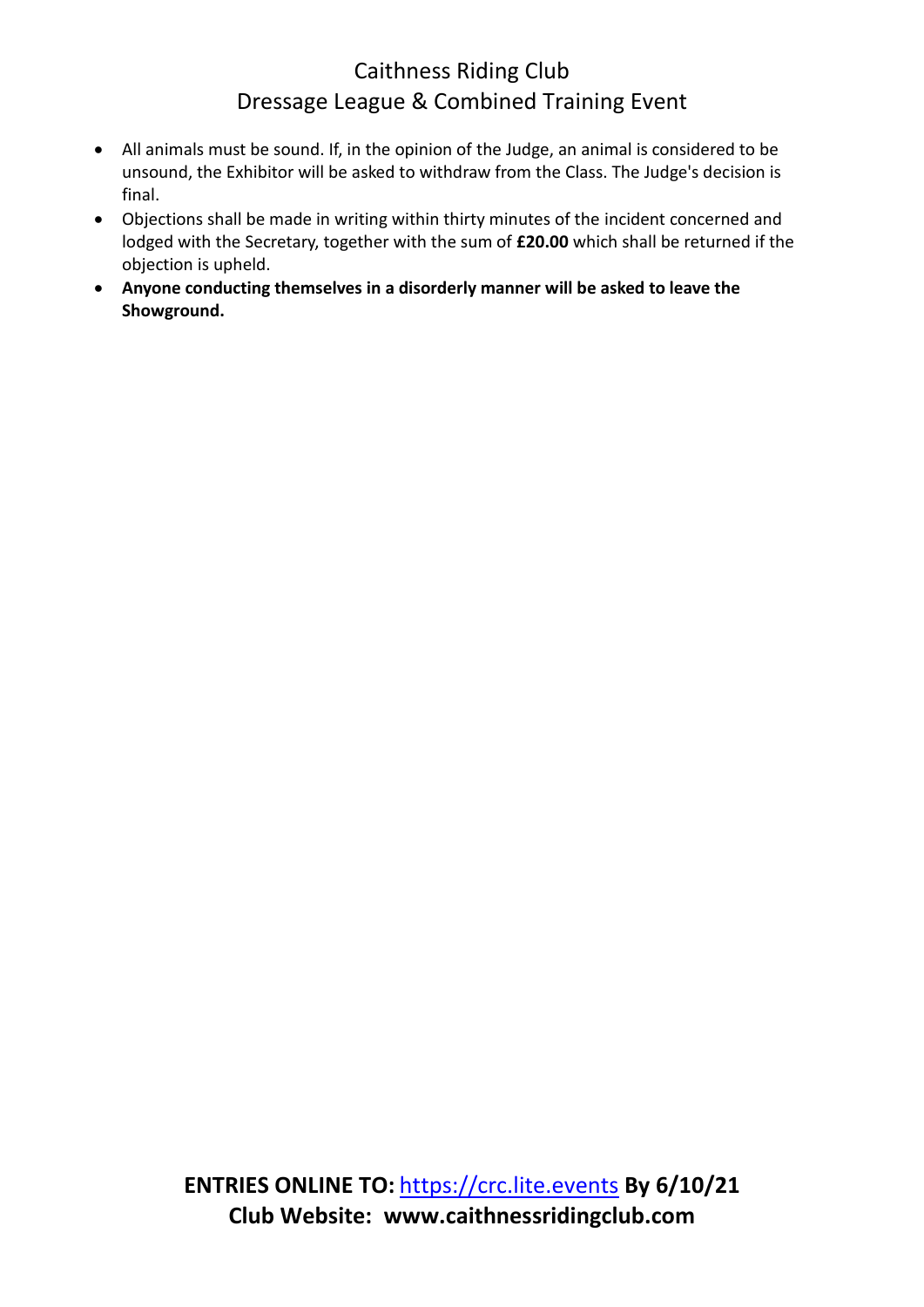- All animals must be sound. If, in the opinion of the Judge, an animal is considered to be unsound, the Exhibitor will be asked to withdraw from the Class. The Judge's decision is final.
- Objections shall be made in writing within thirty minutes of the incident concerned and lodged with the Secretary, together with the sum of **£20.00** which shall be returned if the objection is upheld.
- **Anyone conducting themselves in a disorderly manner will be asked to leave the Showground.**